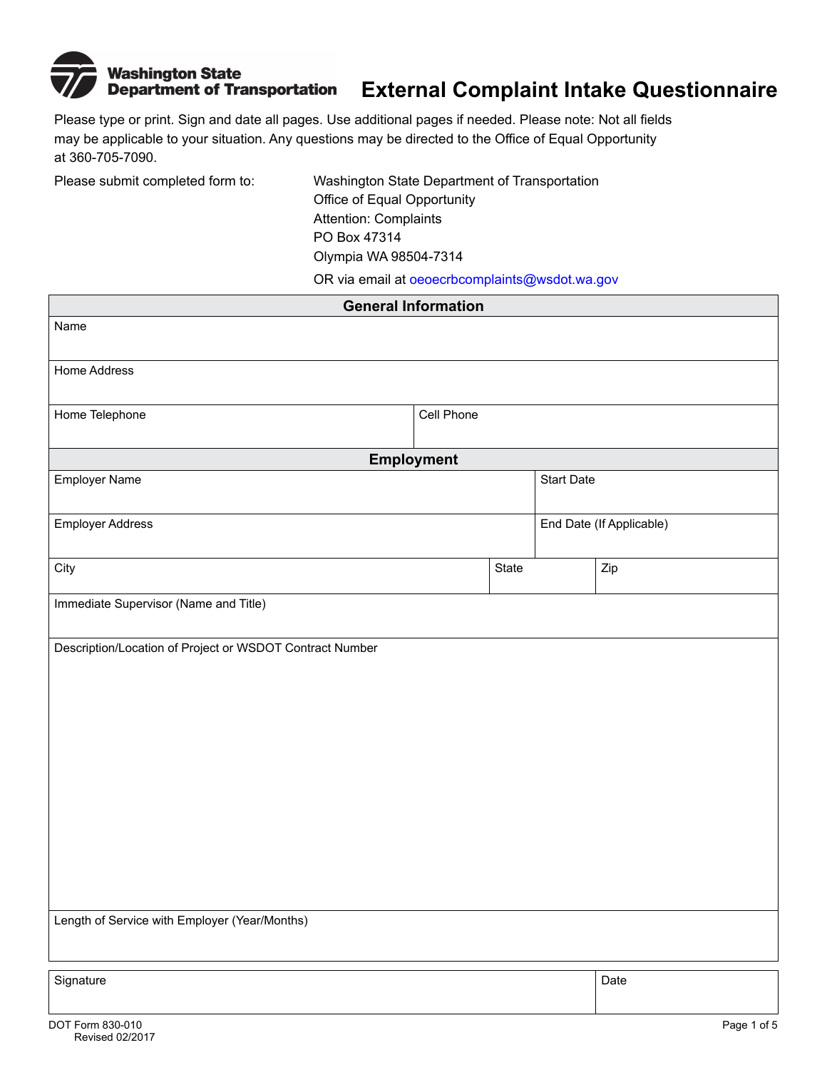Washington State Department of Transportation

# External Complaint Intake Questionnaire

Please type or print. Sign and date all pages. Use additional pages if needed. Please note: Not all fields may be applicable to your situation. Any questions may be directed to the Office of Equal Opportunity at 360-705-7090.

Please submit completed form to:

Washington State Department of Transportation
Office of Equal Opportunity
Attention: Complaints
PO Box 47314
Olympia WA 98504-7314

OR via email at oeoecrbcomplaints@wsdot.wa.gov

## General Information

| Name | |
|---|---|
| Home Address | |
| Home Telephone | Cell Phone |

## Employment

| Employer Name | | Start Date |
|---|---|---|
| Employer Address | | End Date (If Applicable) |
| City | State | Zip |

| Immediate Supervisor (Name and Title) |
|---|
| Description/Location of Project or WSDOT Contract Number |
| Length of Service with Employer (Year/Months) |

| Signature | Date |
|---|---|
| | |

DOT Form 830-010
Revised 02/2017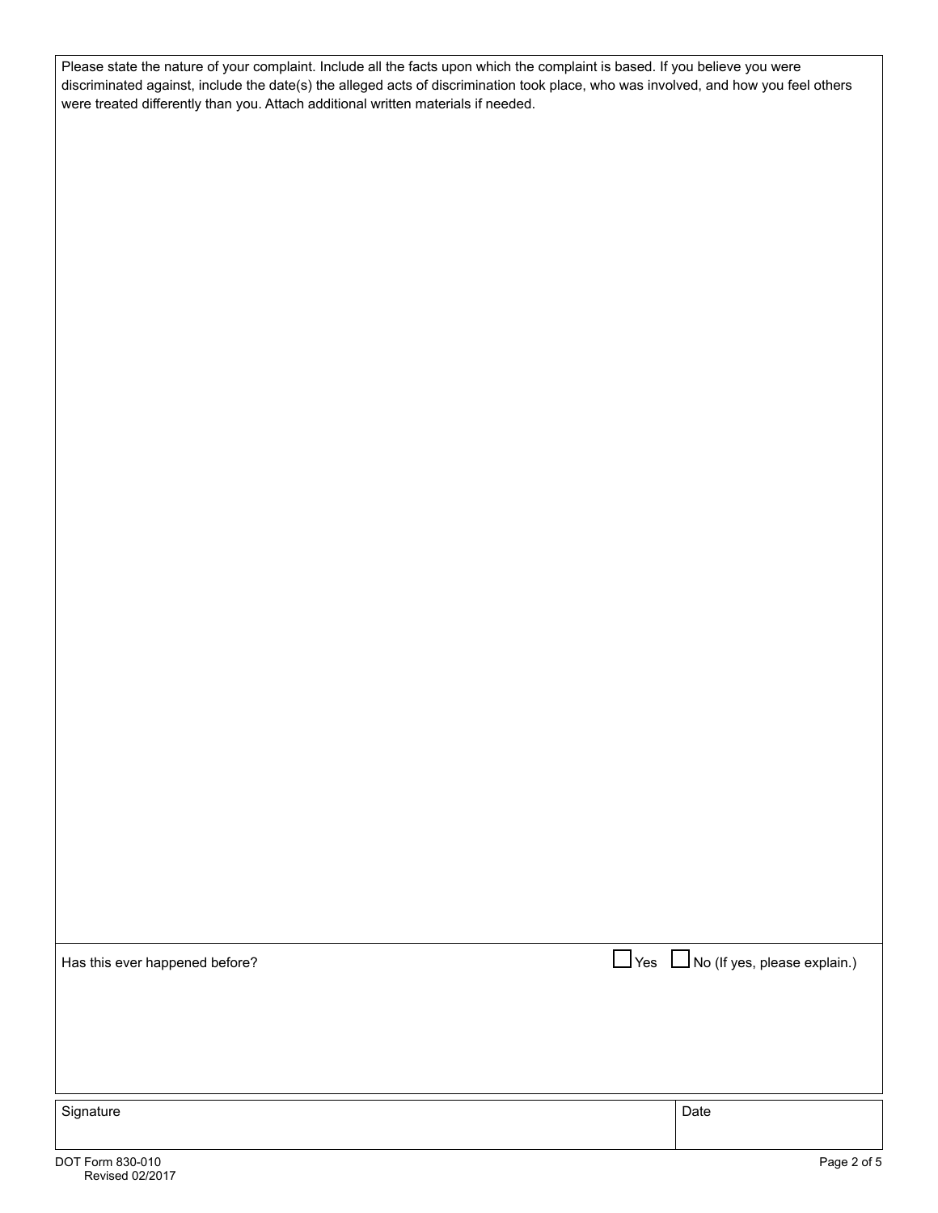Please state the nature of your complaint. Include all the facts upon which the complaint is based. If you believe you were discriminated against, include the date(s) the alleged acts of discrimination took place, who was involved, and how you feel others were treated differently than you. Attach additional written materials if needed.

Has this ever happened before? ☐ Yes ☐ No (If yes, please explain.)

| Signature | Date |
| --- | --- |
| | |

DOT Form 830-010
Revised 02/2017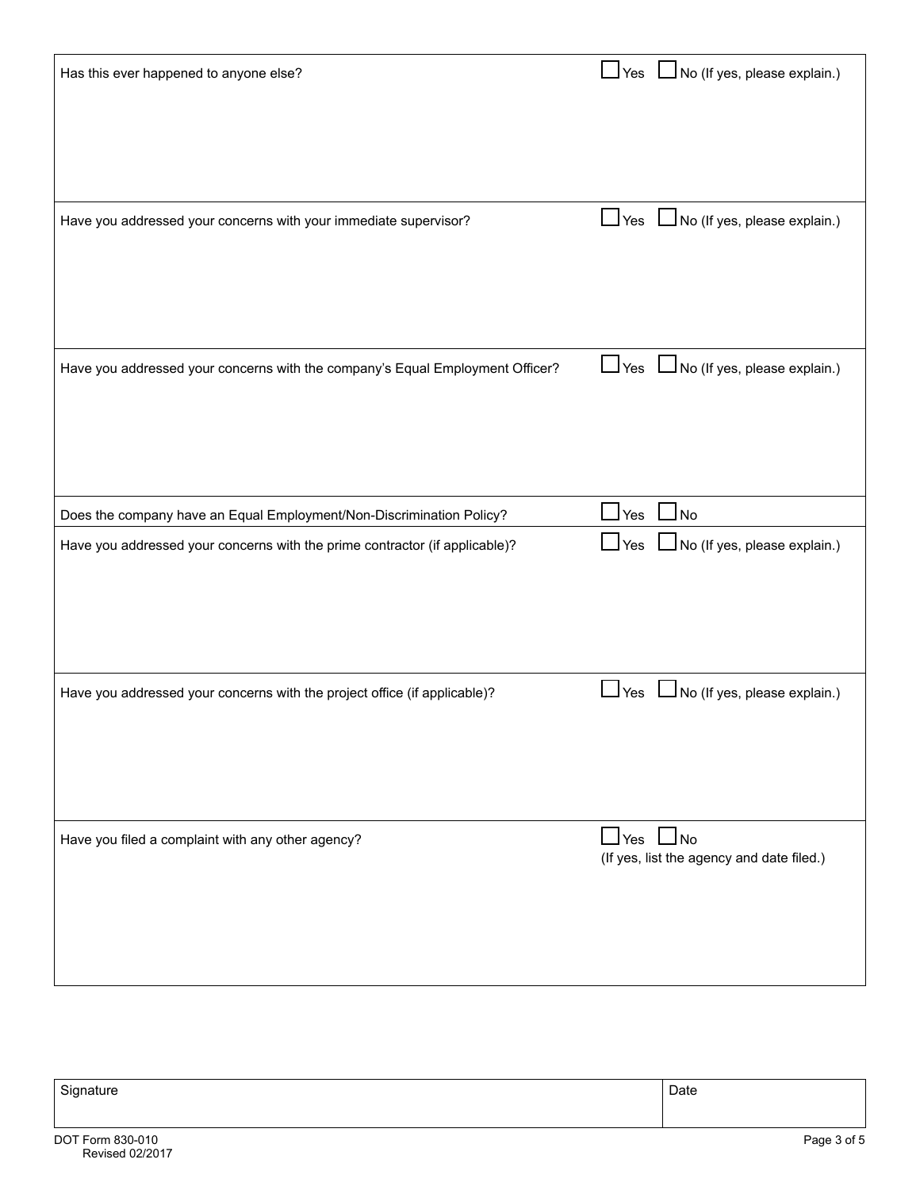| Question | Response |
|---|---|
| Has this ever happened to anyone else? | ☐ Yes ☐ No (If yes, please explain.) |
| Have you addressed your concerns with your immediate supervisor? | ☐ Yes ☐ No (If yes, please explain.) |
| Have you addressed your concerns with the company's Equal Employment Officer? | ☐ Yes ☐ No (If yes, please explain.) |
| Does the company have an Equal Employment/Non-Discrimination Policy? | ☐ Yes ☐ No |
| Have you addressed your concerns with the prime contractor (if applicable)? | ☐ Yes ☐ No (If yes, please explain.) |
| Have you addressed your concerns with the project office (if applicable)? | ☐ Yes ☐ No (If yes, please explain.) |
| Have you filed a complaint with any other agency? | ☐ Yes ☐ No (If yes, list the agency and date filed.) |

| Signature | Date |
|---|---|
| | |

DOT Form 830-010
Revised 02/2017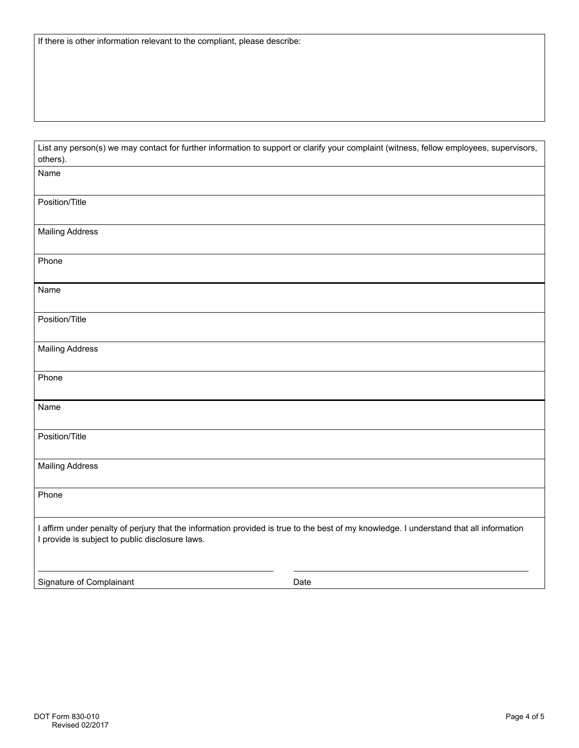If there is other information relevant to the compliant, please describe:

List any person(s) we may contact for further information to support or clarify your complaint (witness, fellow employees, supervisors, others).

Name

Position/Title

Mailing Address

Phone

Name

Position/Title

Mailing Address

Phone

Name

Position/Title

Mailing Address

Phone

I affirm under penalty of perjury that the information provided is true to the best of my knowledge. I understand that all information I provide is subject to public disclosure laws.

Signature of Complainant

Date

DOT Form 830-010
Revised 02/2017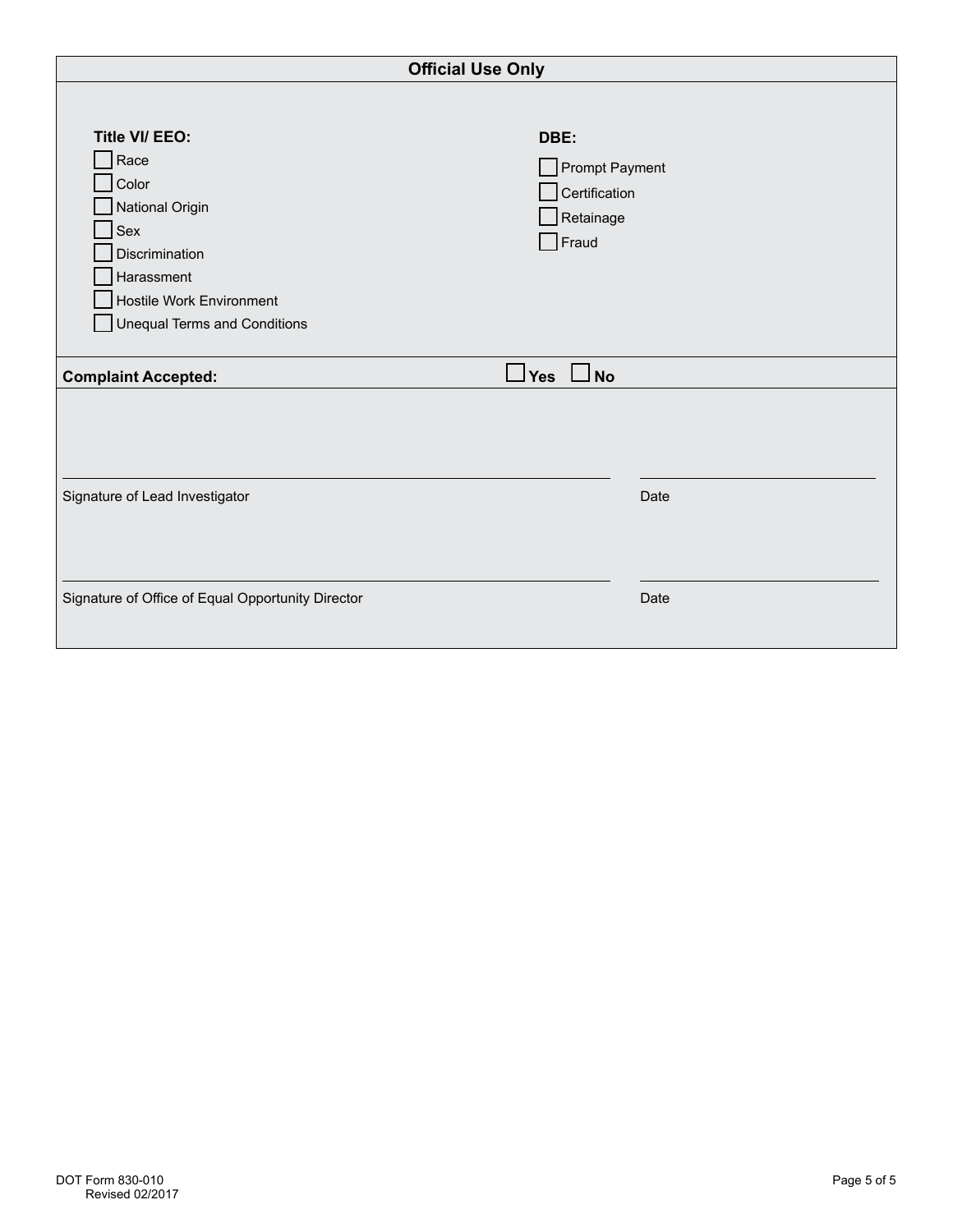## Official Use Only

**Title VI/ EEO:**

- ☐ Race
- ☐ Color
- ☐ National Origin
- ☐ Sex
- ☐ Discrimination
- ☐ Harassment
- ☐ Hostile Work Environment
- ☐ Unequal Terms and Conditions

**DBE:**

- ☐ Prompt Payment
- ☐ Certification
- ☐ Retainage
- ☐ Fraud

**Complaint Accepted:** ☐ **Yes** ☐ **No**

\_\_\_\_\_\_\_\_\_\_\_\_\_\_\_\_\_\_\_\_\_\_\_\_\_\_\_\_\_\_\_\_\_\_\_\_\_\_\_\_ \_\_\_\_\_\_\_\_\_\_\_\_\_\_\_\_\_\_\_\_

Signature of Lead Investigator Date

\_\_\_\_\_\_\_\_\_\_\_\_\_\_\_\_\_\_\_\_\_\_\_\_\_\_\_\_\_\_\_\_\_\_\_\_\_\_\_\_ \_\_\_\_\_\_\_\_\_\_\_\_\_\_\_\_\_\_\_\_

Signature of Office of Equal Opportunity Director Date

DOT Form 830-010
Revised 02/2017